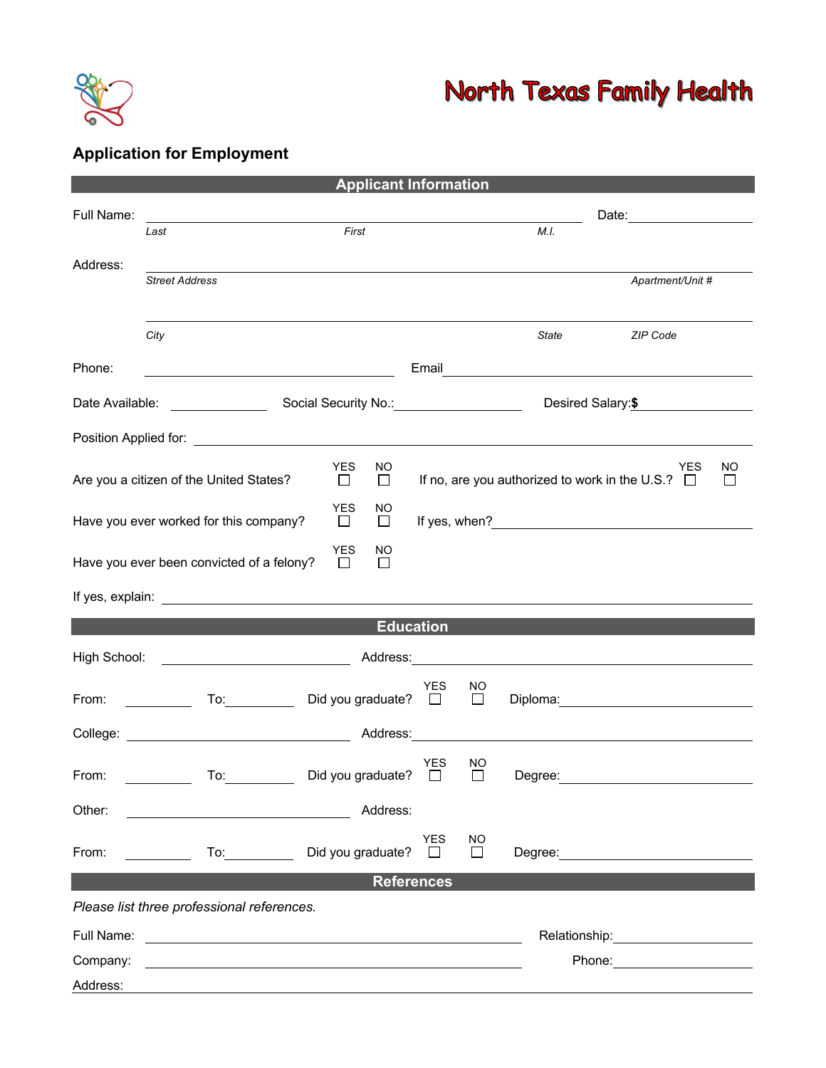# North Texas Family Health

## Application for Employment

### Applicant Information

Full Name: ______________________________________________ Date: ______________

*Last* *First* *M.I.*

Address: ________________________________________________________________

*Street Address* *Apartment/Unit #*

________________________________________________________________

*City* *State* *ZIP Code*

Phone: ______________________ Email ______________________

Date Available: __________ Social Security No.: __________ Desired Salary:$ __________

Position Applied for: ______________________________________________

Are you a citizen of the United States? YES ☐ NO ☐ If no, are you authorized to work in the U.S.? YES ☐ NO ☐

Have you ever worked for this company? YES ☐ NO ☐ If yes, when? ______________________

Have you ever been convicted of a felony? YES ☐ NO ☐

If yes, explain: ______________________________________________

### Education

High School: ______________________ Address: ______________________

From: __________ To: __________ Did you graduate? YES ☐ NO ☐ Diploma: ______________________

College: ______________________ Address: ______________________

From: __________ To: __________ Did you graduate? YES ☐ NO ☐ Degree: ______________________

Other: ______________________ Address:

From: __________ To: __________ Did you graduate? YES ☐ NO ☐ Degree: ______________________

### References

*Please list three professional references.*

Full Name: ______________________ Relationship: ______________________

Company: ______________________ Phone: ______________________

Address: ______________________________________________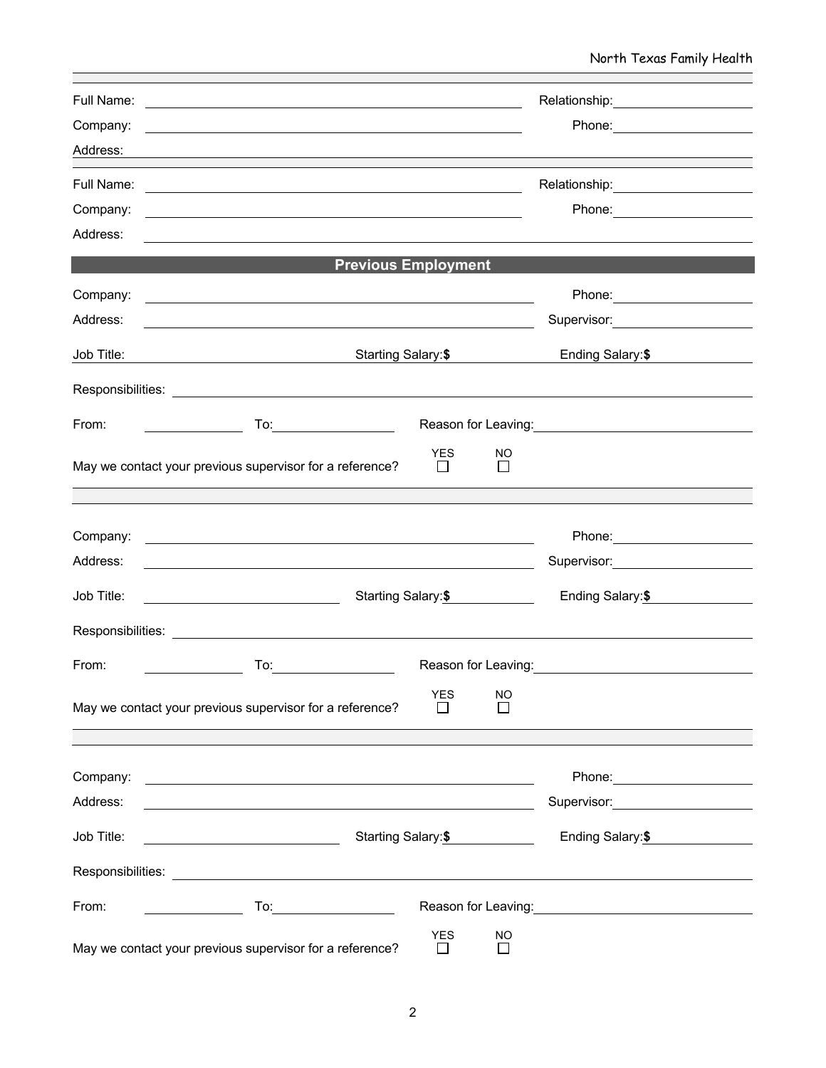Full Name: ______________________ Relationship: ______________

Company: ______________________ Phone: ______________

Address: ______________________________________________

Full Name: ______________________ Relationship: ______________

Company: ______________________ Phone: ______________

Address: ______________________________________________

## Previous Employment

Company: ______________________ Phone: ______________

Address: ______________________ Supervisor: ______________

Job Title: ______________ Starting Salary: **$** ______________ Ending Salary: **$** ______________

Responsibilities: ______________________________________________

From: ______________ To: ______________ Reason for Leaving: ______________________

May we contact your previous supervisor for a reference? YES ☐ NO ☐

---

Company: ______________________ Phone: ______________

Address: ______________________ Supervisor: ______________

Job Title: ______________ Starting Salary: **$** ______________ Ending Salary: **$** ______________

Responsibilities: ______________________________________________

From: ______________ To: ______________ Reason for Leaving: ______________________

May we contact your previous supervisor for a reference? YES ☐ NO ☐

---

Company: ______________________ Phone: ______________

Address: ______________________ Supervisor: ______________

Job Title: ______________ Starting Salary: **$** ______________ Ending Salary: **$** ______________

Responsibilities: ______________________________________________

From: ______________ To: ______________ Reason for Leaving: ______________________

May we contact your previous supervisor for a reference? YES ☐ NO ☐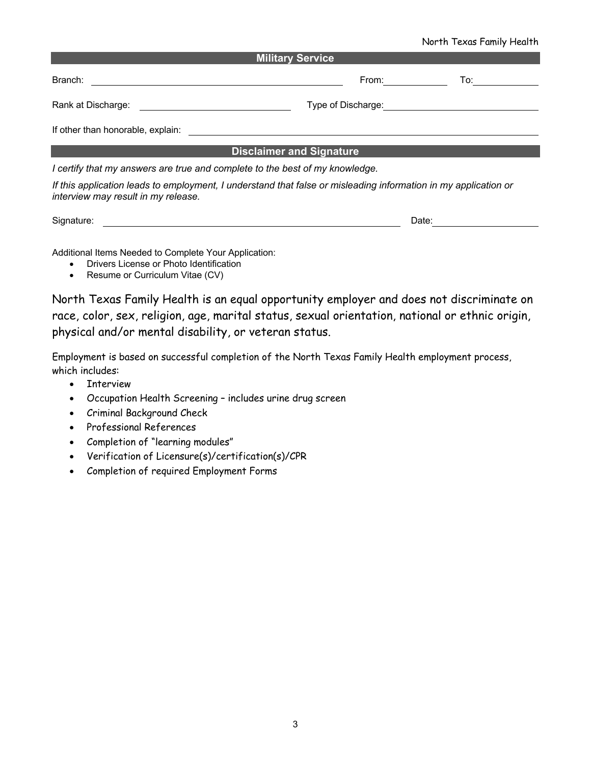## Military Service

Branch: ______________________ From: __________ To: __________

Rank at Discharge: ______________________ Type of Discharge: ______________________

If other than honorable, explain: ______________________

## Disclaimer and Signature

*I certify that my answers are true and complete to the best of my knowledge.*

*If this application leads to employment, I understand that false or misleading information in my application or interview may result in my release.*

Signature: ______________________ Date: __________

Additional Items Needed to Complete Your Application:

- Drivers License or Photo Identification
- Resume or Curriculum Vitae (CV)

North Texas Family Health is an equal opportunity employer and does not discriminate on race, color, sex, religion, age, marital status, sexual orientation, national or ethnic origin, physical and/or mental disability, or veteran status.

Employment is based on successful completion of the North Texas Family Health employment process, which includes:

- Interview
- Occupation Health Screening – includes urine drug screen
- Criminal Background Check
- Professional References
- Completion of "learning modules"
- Verification of Licensure(s)/certification(s)/CPR
- Completion of required Employment Forms